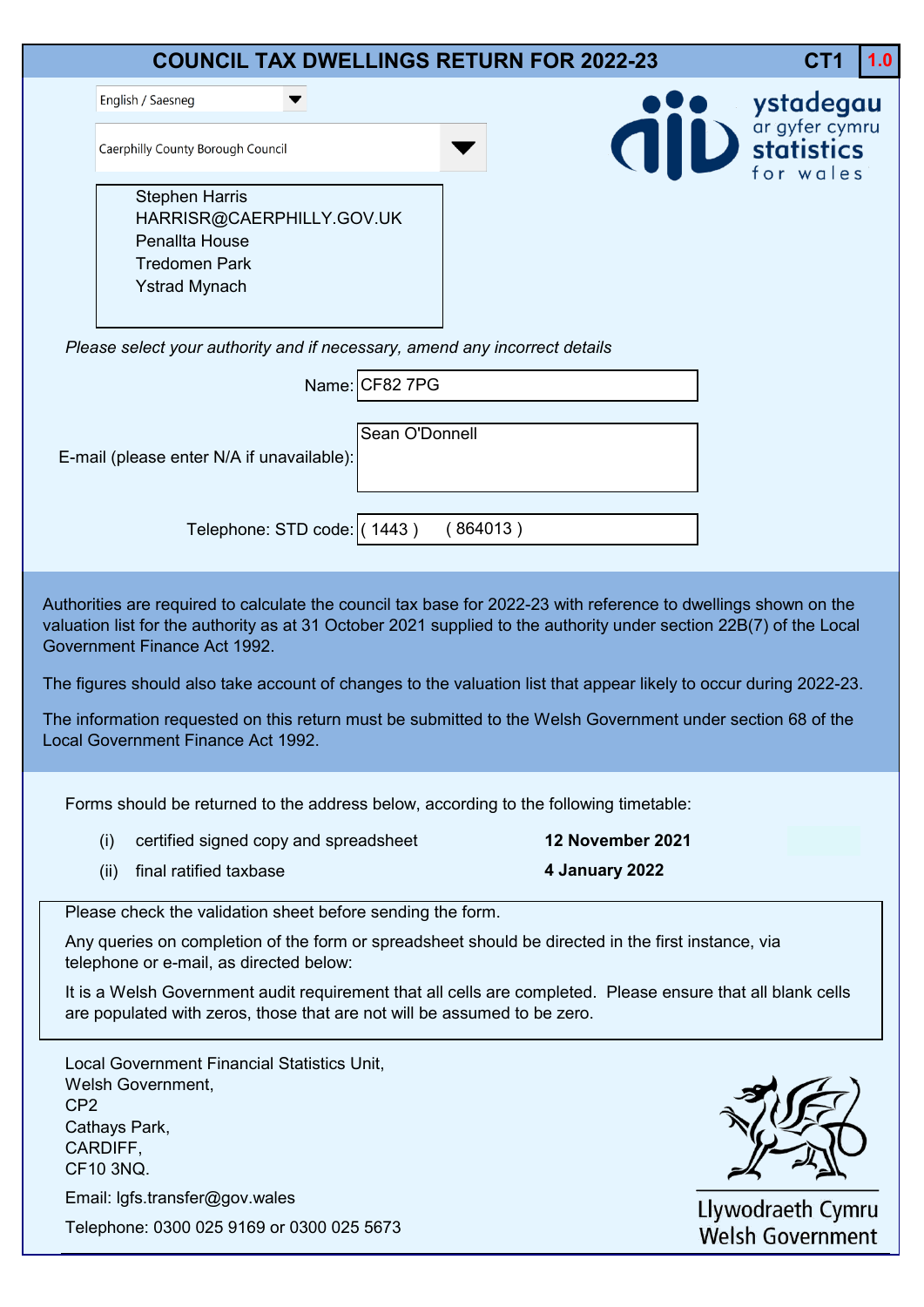# COUNCIL TAX DWELLINGS RETURN FOR 2022-23

CT1 **1.0**

English / Saesneg

Caerphilly County Borough Council

ystadegau ar gyfer cymru
statistics for wales

Stephen Harris
HARRISR@CAERPHILLY.GOV.UK
Penallta House
Tredomen Park
Ystrad Mynach

*Please select your authority and if necessary, amend any incorrect details*

| | |
|---|---|
| Name: | CF82 7PG |
| E-mail (please enter N/A if unavailable): | Sean O'Donnell |
| Telephone: STD code: | ( 1443 ) ( 864013 ) |

Authorities are required to calculate the council tax base for 2022-23 with reference to dwellings shown on the valuation list for the authority as at 31 October 2021 supplied to the authority under section 22B(7) of the Local Government Finance Act 1992.

The figures should also take account of changes to the valuation list that appear likely to occur during 2022-23.

The information requested on this return must be submitted to the Welsh Government under section 68 of the Local Government Finance Act 1992.

Forms should be returned to the address below, according to the following timetable:

| | | |
|---|---|---|
| (i) | certified signed copy and spreadsheet | **12 November 2021** |
| (ii) | final ratified taxbase | **4 January 2022** |

Please check the validation sheet before sending the form.

Any queries on completion of the form or spreadsheet should be directed in the first instance, via telephone or e-mail, as directed below:

It is a Welsh Government audit requirement that all cells are completed. Please ensure that all blank cells are populated with zeros, those that are not will be assumed to be zero.

Local Government Financial Statistics Unit,
Welsh Government,
CP2
Cathays Park,
CARDIFF,
CF10 3NQ.

Email: lgfs.transfer@gov.wales

Telephone: 0300 025 9169 or 0300 025 5673

Llywodraeth Cymru
Welsh Government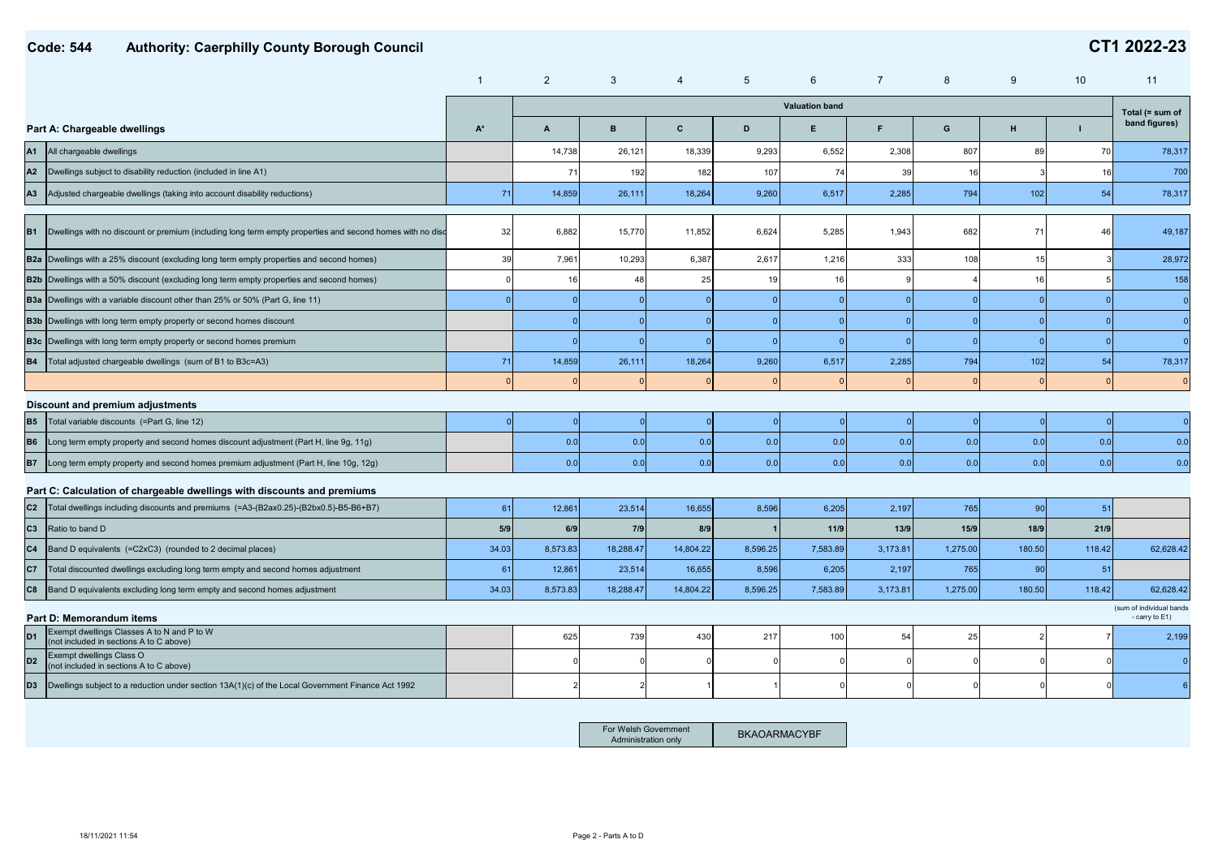# Code: 544 Authority: Caerphilly County Borough Council

# CT1 2022-23

| | | 1 | 2 | 3 | 4 | 5 | 6 | 7 | 8 | 9 | 10 | 11 |
|---|---|---|---|---|---|---|---|---|---|---|---|---|
| | | | Valuation band | | | | | | | | | Total (= sum of band figures) |
| **Part A: Chargeable dwellings** | | A* | A | B | C | D | E | F | G | H | I | |
| A1 | All chargeable dwellings | | 14,738 | 26,121 | 18,339 | 9,293 | 6,552 | 2,308 | 807 | 89 | 70 | 78,317 |
| A2 | Dwellings subject to disability reduction (included in line A1) | | 71 | 192 | 182 | 107 | 74 | 39 | 16 | 3 | 16 | 700 |
| A3 | Adjusted chargeable dwellings (taking into account disability reductions) | 71 | 14,859 | 26,111 | 18,264 | 9,260 | 6,517 | 2,285 | 794 | 102 | 54 | 78,317 |
| B1 | Dwellings with no discount or premium (including long term empty properties and second homes with no disc | 32 | 6,882 | 15,770 | 11,852 | 6,624 | 5,285 | 1,943 | 682 | 71 | 46 | 49,187 |
| B2a | Dwellings with a 25% discount (excluding long term empty properties and second homes) | 39 | 7,961 | 10,293 | 6,387 | 2,617 | 1,216 | 333 | 108 | 15 | 3 | 28,972 |
| B2b | Dwellings with a 50% discount (excluding long term empty properties and second homes) | 0 | 16 | 48 | 25 | 19 | 16 | 9 | 4 | 16 | 5 | 158 |
| B3a | Dwellings with a variable discount other than 25% or 50% (Part G, line 11) | 0 | 0 | 0 | 0 | 0 | 0 | 0 | 0 | 0 | 0 | 0 |
| B3b | Dwellings with long term empty property or second homes discount | | 0 | 0 | 0 | 0 | 0 | 0 | 0 | 0 | 0 | 0 |
| B3c | Dwellings with long term empty property or second homes premium | | 0 | 0 | 0 | 0 | 0 | 0 | 0 | 0 | 0 | 0 |
| B4 | Total adjusted chargeable dwellings (sum of B1 to B3c=A3) | 71 | 14,859 | 26,111 | 18,264 | 9,260 | 6,517 | 2,285 | 794 | 102 | 54 | 78,317 |
| | | 0 | 0 | 0 | 0 | 0 | 0 | 0 | 0 | 0 | 0 | 0 |
| **Discount and premium adjustments** | | | | | | | | | | | | |
| B5 | Total variable discounts (=Part G, line 12) | 0 | 0 | 0 | 0 | 0 | 0 | 0 | 0 | 0 | 0 | 0 |
| B6 | Long term empty property and second homes discount adjustment (Part H, line 9g, 11g) | | 0.0 | 0.0 | 0.0 | 0.0 | 0.0 | 0.0 | 0.0 | 0.0 | 0.0 | 0.0 |
| B7 | Long term empty property and second homes premium adjustment (Part H, line 10g, 12g) | | 0.0 | 0.0 | 0.0 | 0.0 | 0.0 | 0.0 | 0.0 | 0.0 | 0.0 | 0.0 |
| **Part C: Calculation of chargeable dwellings with discounts and premiums** | | | | | | | | | | | | |
| C2 | Total dwellings including discounts and premiums (=A3-(B2ax0.25)-(B2bx0.5)-B5-B6+B7) | 61 | 12,861 | 23,514 | 16,655 | 8,596 | 6,205 | 2,197 | 765 | 90 | 51 | |
| C3 | Ratio to band D | 5/9 | 6/9 | 7/9 | 8/9 | 1 | 11/9 | 13/9 | 15/9 | 18/9 | 21/9 | |
| C4 | Band D equivalents (=C2xC3) (rounded to 2 decimal places) | 34.03 | 8,573.83 | 18,288.47 | 14,804.22 | 8,596.25 | 7,583.89 | 3,173.81 | 1,275.00 | 180.50 | 118.42 | 62,628.42 |
| C7 | Total discounted dwellings excluding long term empty and second homes adjustment | 61 | 12,861 | 23,514 | 16,655 | 8,596 | 6,205 | 2,197 | 765 | 90 | 51 | |
| C8 | Band D equivalents excluding long term empty and second homes adjustment | 34.03 | 8,573.83 | 18,288.47 | 14,804.22 | 8,596.25 | 7,583.89 | 3,173.81 | 1,275.00 | 180.50 | 118.42 | 62,628.42 |
| **Part D: Memorandum items** | | | | | | | | | | | | (sum of individual bands - carry to E1) |
| D1 | Exempt dwellings Classes A to N and P to W (not included in sections A to C above) | | 625 | 739 | 430 | 217 | 100 | 54 | 25 | 2 | 7 | 2,199 |
| D2 | Exempt dwellings Class O (not included in sections A to C above) | | 0 | 0 | 0 | 0 | 0 | 0 | 0 | 0 | 0 | 0 |
| D3 | Dwellings subject to a reduction under section 13A(1)(c) of the Local Government Finance Act 1992 | | 2 | 2 | 1 | 1 | 0 | 0 | 0 | 0 | 0 | 6 |

| For Welsh Government Administration only | BKAOARMACYBF |
|---|---|

18/11/2021 11:54

Page 2 - Parts A to D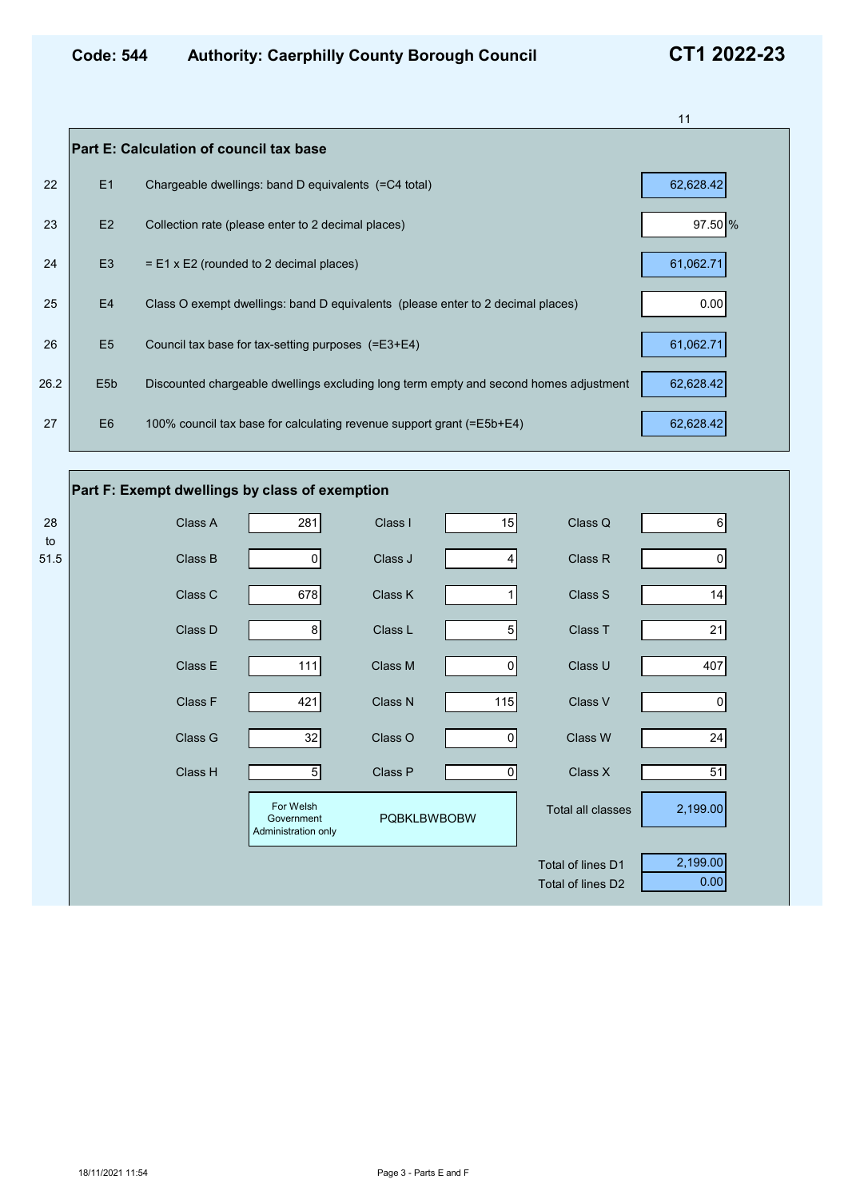**Code: 544** **Authority: Caerphilly County Borough Council** **CT1 2022-23**

11

## Part E: Calculation of council tax base

| Line | Ref | Description | Value |
|---|---|---|---|
| 22 | E1 | Chargeable dwellings: band D equivalents (=C4 total) | 62,628.42 |
| 23 | E2 | Collection rate (please enter to 2 decimal places) | 97.50 % |
| 24 | E3 | = E1 x E2 (rounded to 2 decimal places) | 61,062.71 |
| 25 | E4 | Class O exempt dwellings: band D equivalents (please enter to 2 decimal places) | 0.00 |
| 26 | E5 | Council tax base for tax-setting purposes (=E3+E4) | 61,062.71 |
| 26.2 | E5b | Discounted chargeable dwellings excluding long term empty and second homes adjustment | 62,628.42 |
| 27 | E6 | 100% council tax base for calculating revenue support grant (=E5b+E4) | 62,628.42 |

## Part F: Exempt dwellings by class of exemption

28 to 51.5

| Class | Number | Class | Number | Class | Number |
|---|---|---|---|---|---|
| Class A | 281 | Class I | 15 | Class Q | 6 |
| Class B | 0 | Class J | 4 | Class R | 0 |
| Class C | 678 | Class K | 1 | Class S | 14 |
| Class D | 8 | Class L | 5 | Class T | 21 |
| Class E | 111 | Class M | 0 | Class U | 407 |
| Class F | 421 | Class N | 115 | Class V | 0 |
| Class G | 32 | Class O | 0 | Class W | 24 |
| Class H | 5 | Class P | 0 | Class X | 51 |

For Welsh Government Administration only: PQBKLBWBOBW

| | |
|---|---|
| Total all classes | 2,199.00 |
| Total of lines D1 | 2,199.00 |
| Total of lines D2 | 0.00 |

18/11/2021 11:54 — Page 3 - Parts E and F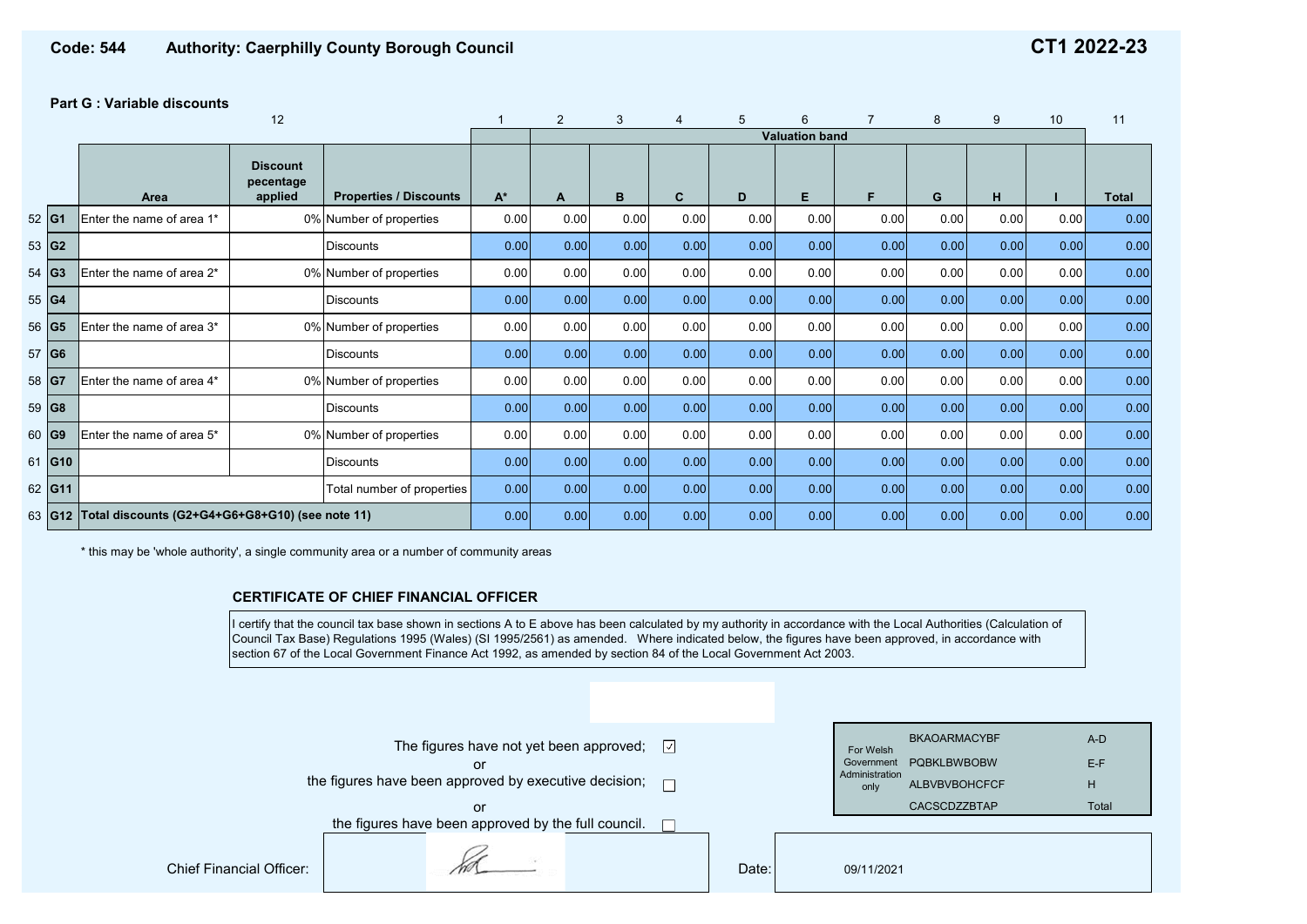**Code: 544** **Authority: Caerphilly County Borough Council** **CT1 2022-23**

### Part G : Variable discounts

| | | 12 | | | 1 | 2 | 3 | 4 | 5 | 6 | 7 | 8 | 9 | 10 | 11 |
|---|---|---|---|---|---|---|---|---|---|---|---|---|---|---|---|
| | | | | | | Valuation band | | | | | | | | | |
| | | Area | Discount pecentage applied | Properties / Discounts | A* | A | B | C | D | E | F | G | H | I | Total |
| 52 | G1 | Enter the name of area 1* | 0% | Number of properties | 0.00 | 0.00 | 0.00 | 0.00 | 0.00 | 0.00 | 0.00 | 0.00 | 0.00 | 0.00 | 0.00 |
| 53 | G2 | | | Discounts | 0.00 | 0.00 | 0.00 | 0.00 | 0.00 | 0.00 | 0.00 | 0.00 | 0.00 | 0.00 | 0.00 |
| 54 | G3 | Enter the name of area 2* | 0% | Number of properties | 0.00 | 0.00 | 0.00 | 0.00 | 0.00 | 0.00 | 0.00 | 0.00 | 0.00 | 0.00 | 0.00 |
| 55 | G4 | | | Discounts | 0.00 | 0.00 | 0.00 | 0.00 | 0.00 | 0.00 | 0.00 | 0.00 | 0.00 | 0.00 | 0.00 |
| 56 | G5 | Enter the name of area 3* | 0% | Number of properties | 0.00 | 0.00 | 0.00 | 0.00 | 0.00 | 0.00 | 0.00 | 0.00 | 0.00 | 0.00 | 0.00 |
| 57 | G6 | | | Discounts | 0.00 | 0.00 | 0.00 | 0.00 | 0.00 | 0.00 | 0.00 | 0.00 | 0.00 | 0.00 | 0.00 |
| 58 | G7 | Enter the name of area 4* | 0% | Number of properties | 0.00 | 0.00 | 0.00 | 0.00 | 0.00 | 0.00 | 0.00 | 0.00 | 0.00 | 0.00 | 0.00 |
| 59 | G8 | | | Discounts | 0.00 | 0.00 | 0.00 | 0.00 | 0.00 | 0.00 | 0.00 | 0.00 | 0.00 | 0.00 | 0.00 |
| 60 | G9 | Enter the name of area 5* | 0% | Number of properties | 0.00 | 0.00 | 0.00 | 0.00 | 0.00 | 0.00 | 0.00 | 0.00 | 0.00 | 0.00 | 0.00 |
| 61 | G10 | | | Discounts | 0.00 | 0.00 | 0.00 | 0.00 | 0.00 | 0.00 | 0.00 | 0.00 | 0.00 | 0.00 | 0.00 |
| 62 | G11 | | | Total number of properties | 0.00 | 0.00 | 0.00 | 0.00 | 0.00 | 0.00 | 0.00 | 0.00 | 0.00 | 0.00 | 0.00 |
| 63 | G12 | Total discounts (G2+G4+G6+G8+G10) (see note 11) | | | 0.00 | 0.00 | 0.00 | 0.00 | 0.00 | 0.00 | 0.00 | 0.00 | 0.00 | 0.00 | 0.00 |

* this may be 'whole authority', a single community area or a number of community areas

### CERTIFICATE OF CHIEF FINANCIAL OFFICER

I certify that the council tax base shown in sections A to E above has been calculated by my authority in accordance with the Local Authorities (Calculation of Council Tax Base) Regulations 1995 (Wales) (SI 1995/2561) as amended. Where indicated below, the figures have been approved, in accordance with section 67 of the Local Government Finance Act 1992, as amended by section 84 of the Local Government Act 2003.

The figures have not yet been approved; ☑

or

the figures have been approved by executive decision; ☐

or

the figures have been approved by the full council. ☐

| For Welsh Government Administration only | | |
|---|---|---|
| | BKAOARMACYBF | A-D |
| | PQBKLBWBOBW | E-F |
| | ALBVBVBOHCFCF | H |
| | CACSCDZZBTAP | Total |

Chief Financial Officer: [signature]

Date: 09/11/2021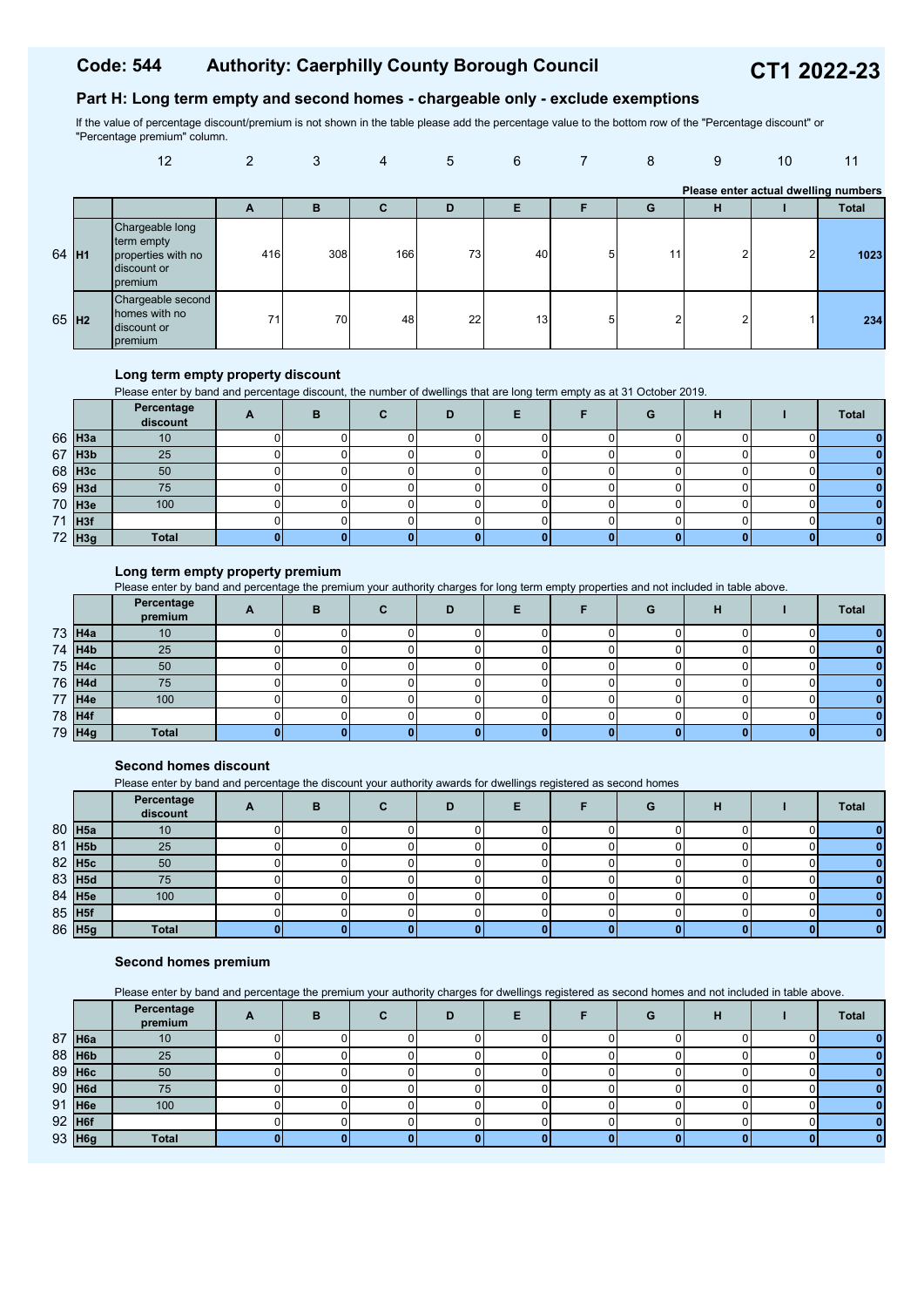# Code: 544 Authority: Caerphilly County Borough Council

# CT1 2022-23

## Part H: Long term empty and second homes - chargeable only - exclude exemptions

If the value of percentage discount/premium is not shown in the table please add the percentage value to the bottom row of the "Percentage discount" or "Percentage premium" column.

Please enter actual dwelling numbers

| | 12 | | 2 | 3 | 4 | 5 | 6 | 7 | 8 | 9 | 10 | 11 |
|---|---|---|---|---|---|---|---|---|---|---|---|---|
| | | | A | B | C | D | E | F | G | H | I | Total |
| 64 | H1 | Chargeable long term empty properties with no discount or premium | 416 | 308 | 166 | 73 | 40 | 5 | 11 | 2 | 2 | 1023 |
| 65 | H2 | Chargeable second homes with no discount or premium | 71 | 70 | 48 | 22 | 13 | 5 | 2 | 2 | 1 | 234 |

### Long term empty property discount

Please enter by band and percentage discount, the number of dwellings that are long term empty as at 31 October 2019.

| | | Percentage discount | A | B | C | D | E | F | G | H | I | Total |
|---|---|---|---|---|---|---|---|---|---|---|---|---|
| 66 | H3a | 10 | 0 | 0 | 0 | 0 | 0 | 0 | 0 | 0 | 0 | 0 |
| 67 | H3b | 25 | 0 | 0 | 0 | 0 | 0 | 0 | 0 | 0 | 0 | 0 |
| 68 | H3c | 50 | 0 | 0 | 0 | 0 | 0 | 0 | 0 | 0 | 0 | 0 |
| 69 | H3d | 75 | 0 | 0 | 0 | 0 | 0 | 0 | 0 | 0 | 0 | 0 |
| 70 | H3e | 100 | 0 | 0 | 0 | 0 | 0 | 0 | 0 | 0 | 0 | 0 |
| 71 | H3f | | 0 | 0 | 0 | 0 | 0 | 0 | 0 | 0 | 0 | 0 |
| 72 | H3g | Total | 0 | 0 | 0 | 0 | 0 | 0 | 0 | 0 | 0 | 0 |

### Long term empty property premium

Please enter by band and percentage the premium your authority charges for long term empty properties and not included in table above.

| | | Percentage premium | A | B | C | D | E | F | G | H | I | Total |
|---|---|---|---|---|---|---|---|---|---|---|---|---|
| 73 | H4a | 10 | 0 | 0 | 0 | 0 | 0 | 0 | 0 | 0 | 0 | 0 |
| 74 | H4b | 25 | 0 | 0 | 0 | 0 | 0 | 0 | 0 | 0 | 0 | 0 |
| 75 | H4c | 50 | 0 | 0 | 0 | 0 | 0 | 0 | 0 | 0 | 0 | 0 |
| 76 | H4d | 75 | 0 | 0 | 0 | 0 | 0 | 0 | 0 | 0 | 0 | 0 |
| 77 | H4e | 100 | 0 | 0 | 0 | 0 | 0 | 0 | 0 | 0 | 0 | 0 |
| 78 | H4f | | 0 | 0 | 0 | 0 | 0 | 0 | 0 | 0 | 0 | 0 |
| 79 | H4g | Total | 0 | 0 | 0 | 0 | 0 | 0 | 0 | 0 | 0 | 0 |

### Second homes discount

Please enter by band and percentage the discount your authority awards for dwellings registered as second homes

| | | Percentage discount | A | B | C | D | E | F | G | H | I | Total |
|---|---|---|---|---|---|---|---|---|---|---|---|---|
| 80 | H5a | 10 | 0 | 0 | 0 | 0 | 0 | 0 | 0 | 0 | 0 | 0 |
| 81 | H5b | 25 | 0 | 0 | 0 | 0 | 0 | 0 | 0 | 0 | 0 | 0 |
| 82 | H5c | 50 | 0 | 0 | 0 | 0 | 0 | 0 | 0 | 0 | 0 | 0 |
| 83 | H5d | 75 | 0 | 0 | 0 | 0 | 0 | 0 | 0 | 0 | 0 | 0 |
| 84 | H5e | 100 | 0 | 0 | 0 | 0 | 0 | 0 | 0 | 0 | 0 | 0 |
| 85 | H5f | | 0 | 0 | 0 | 0 | 0 | 0 | 0 | 0 | 0 | 0 |
| 86 | H5g | Total | 0 | 0 | 0 | 0 | 0 | 0 | 0 | 0 | 0 | 0 |

### Second homes premium

Please enter by band and percentage the premium your authority charges for dwellings registered as second homes and not included in table above.

| | | Percentage premium | A | B | C | D | E | F | G | H | I | Total |
|---|---|---|---|---|---|---|---|---|---|---|---|---|
| 87 | H6a | 10 | 0 | 0 | 0 | 0 | 0 | 0 | 0 | 0 | 0 | 0 |
| 88 | H6b | 25 | 0 | 0 | 0 | 0 | 0 | 0 | 0 | 0 | 0 | 0 |
| 89 | H6c | 50 | 0 | 0 | 0 | 0 | 0 | 0 | 0 | 0 | 0 | 0 |
| 90 | H6d | 75 | 0 | 0 | 0 | 0 | 0 | 0 | 0 | 0 | 0 | 0 |
| 91 | H6e | 100 | 0 | 0 | 0 | 0 | 0 | 0 | 0 | 0 | 0 | 0 |
| 92 | H6f | | 0 | 0 | 0 | 0 | 0 | 0 | 0 | 0 | 0 | 0 |
| 93 | H6g | Total | 0 | 0 | 0 | 0 | 0 | 0 | 0 | 0 | 0 | 0 |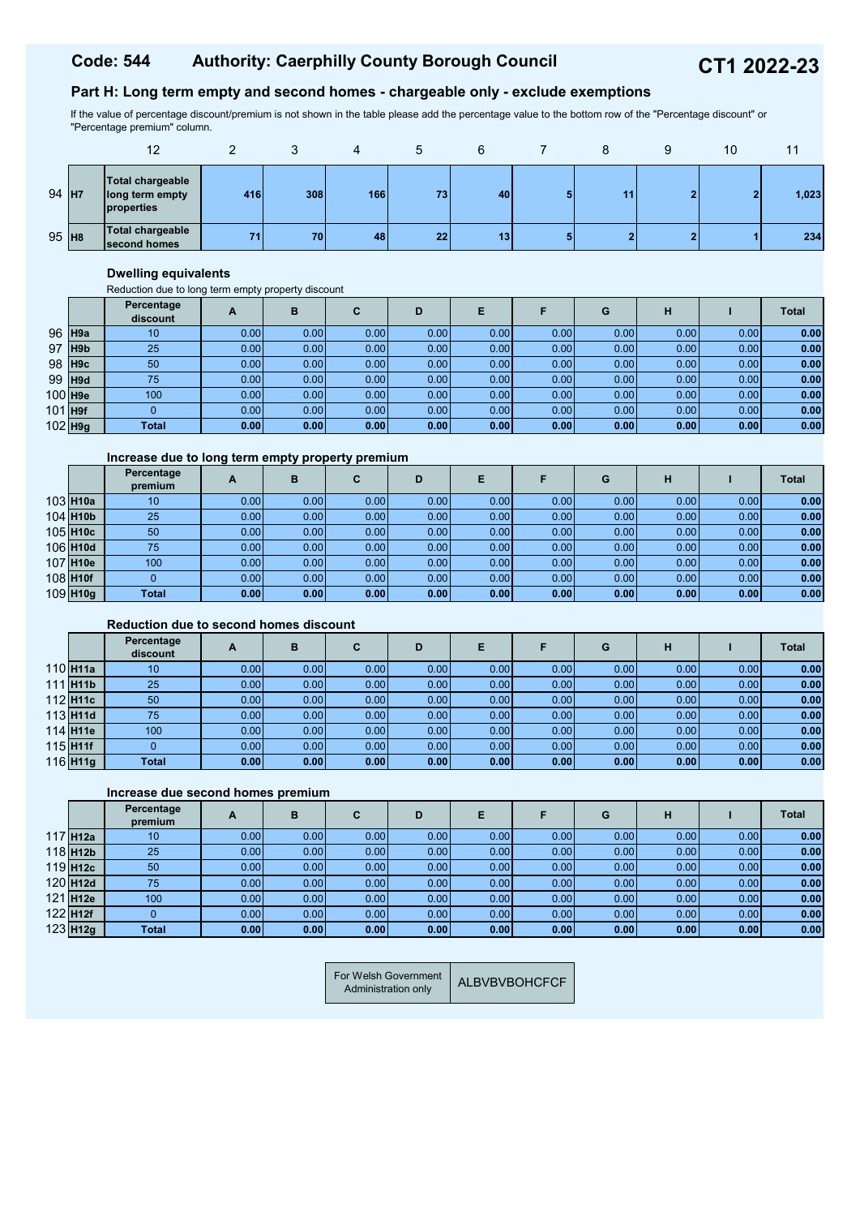## Code: 544 Authority: Caerphilly County Borough Council

# CT1 2022-23

### Part H: Long term empty and second homes - chargeable only - exclude exemptions

If the value of percentage discount/premium is not shown in the table please add the percentage value to the bottom row of the "Percentage discount" or "Percentage premium" column.

| | | 12 | 2 | 3 | 4 | 5 | 6 | 7 | 8 | 9 | 10 | 11 |
|---|---|---|---|---|---|---|---|---|---|---|---|---|
| 94 | H7 | Total chargeable long term empty properties | 416 | 308 | 166 | 73 | 40 | 5 | 11 | 2 | 2 | 1,023 |
| 95 | H8 | Total chargeable second homes | 71 | 70 | 48 | 22 | 13 | 5 | 2 | 2 | 1 | 234 |

#### Dwelling equivalents

Reduction due to long term empty property discount

| | | Percentage discount | A | B | C | D | E | F | G | H | I | Total |
|---|---|---|---|---|---|---|---|---|---|---|---|---|
| 96 | H9a | 10 | 0.00 | 0.00 | 0.00 | 0.00 | 0.00 | 0.00 | 0.00 | 0.00 | 0.00 | 0.00 |
| 97 | H9b | 25 | 0.00 | 0.00 | 0.00 | 0.00 | 0.00 | 0.00 | 0.00 | 0.00 | 0.00 | 0.00 |
| 98 | H9c | 50 | 0.00 | 0.00 | 0.00 | 0.00 | 0.00 | 0.00 | 0.00 | 0.00 | 0.00 | 0.00 |
| 99 | H9d | 75 | 0.00 | 0.00 | 0.00 | 0.00 | 0.00 | 0.00 | 0.00 | 0.00 | 0.00 | 0.00 |
| 100 | H9e | 100 | 0.00 | 0.00 | 0.00 | 0.00 | 0.00 | 0.00 | 0.00 | 0.00 | 0.00 | 0.00 |
| 101 | H9f | 0 | 0.00 | 0.00 | 0.00 | 0.00 | 0.00 | 0.00 | 0.00 | 0.00 | 0.00 | 0.00 |
| 102 | H9g | Total | 0.00 | 0.00 | 0.00 | 0.00 | 0.00 | 0.00 | 0.00 | 0.00 | 0.00 | 0.00 |

#### Increase due to long term empty property premium

| | | Percentage premium | A | B | C | D | E | F | G | H | I | Total |
|---|---|---|---|---|---|---|---|---|---|---|---|---|
| 103 | H10a | 10 | 0.00 | 0.00 | 0.00 | 0.00 | 0.00 | 0.00 | 0.00 | 0.00 | 0.00 | 0.00 |
| 104 | H10b | 25 | 0.00 | 0.00 | 0.00 | 0.00 | 0.00 | 0.00 | 0.00 | 0.00 | 0.00 | 0.00 |
| 105 | H10c | 50 | 0.00 | 0.00 | 0.00 | 0.00 | 0.00 | 0.00 | 0.00 | 0.00 | 0.00 | 0.00 |
| 106 | H10d | 75 | 0.00 | 0.00 | 0.00 | 0.00 | 0.00 | 0.00 | 0.00 | 0.00 | 0.00 | 0.00 |
| 107 | H10e | 100 | 0.00 | 0.00 | 0.00 | 0.00 | 0.00 | 0.00 | 0.00 | 0.00 | 0.00 | 0.00 |
| 108 | H10f | 0 | 0.00 | 0.00 | 0.00 | 0.00 | 0.00 | 0.00 | 0.00 | 0.00 | 0.00 | 0.00 |
| 109 | H10g | Total | 0.00 | 0.00 | 0.00 | 0.00 | 0.00 | 0.00 | 0.00 | 0.00 | 0.00 | 0.00 |

#### Reduction due to second homes discount

| | | Percentage discount | A | B | C | D | E | F | G | H | I | Total |
|---|---|---|---|---|---|---|---|---|---|---|---|---|
| 110 | H11a | 10 | 0.00 | 0.00 | 0.00 | 0.00 | 0.00 | 0.00 | 0.00 | 0.00 | 0.00 | 0.00 |
| 111 | H11b | 25 | 0.00 | 0.00 | 0.00 | 0.00 | 0.00 | 0.00 | 0.00 | 0.00 | 0.00 | 0.00 |
| 112 | H11c | 50 | 0.00 | 0.00 | 0.00 | 0.00 | 0.00 | 0.00 | 0.00 | 0.00 | 0.00 | 0.00 |
| 113 | H11d | 75 | 0.00 | 0.00 | 0.00 | 0.00 | 0.00 | 0.00 | 0.00 | 0.00 | 0.00 | 0.00 |
| 114 | H11e | 100 | 0.00 | 0.00 | 0.00 | 0.00 | 0.00 | 0.00 | 0.00 | 0.00 | 0.00 | 0.00 |
| 115 | H11f | 0 | 0.00 | 0.00 | 0.00 | 0.00 | 0.00 | 0.00 | 0.00 | 0.00 | 0.00 | 0.00 |
| 116 | H11g | Total | 0.00 | 0.00 | 0.00 | 0.00 | 0.00 | 0.00 | 0.00 | 0.00 | 0.00 | 0.00 |

#### Increase due second homes premium

| | | Percentage premium | A | B | C | D | E | F | G | H | I | Total |
|---|---|---|---|---|---|---|---|---|---|---|---|---|
| 117 | H12a | 10 | 0.00 | 0.00 | 0.00 | 0.00 | 0.00 | 0.00 | 0.00 | 0.00 | 0.00 | 0.00 |
| 118 | H12b | 25 | 0.00 | 0.00 | 0.00 | 0.00 | 0.00 | 0.00 | 0.00 | 0.00 | 0.00 | 0.00 |
| 119 | H12c | 50 | 0.00 | 0.00 | 0.00 | 0.00 | 0.00 | 0.00 | 0.00 | 0.00 | 0.00 | 0.00 |
| 120 | H12d | 75 | 0.00 | 0.00 | 0.00 | 0.00 | 0.00 | 0.00 | 0.00 | 0.00 | 0.00 | 0.00 |
| 121 | H12e | 100 | 0.00 | 0.00 | 0.00 | 0.00 | 0.00 | 0.00 | 0.00 | 0.00 | 0.00 | 0.00 |
| 122 | H12f | 0 | 0.00 | 0.00 | 0.00 | 0.00 | 0.00 | 0.00 | 0.00 | 0.00 | 0.00 | 0.00 |
| 123 | H12g | Total | 0.00 | 0.00 | 0.00 | 0.00 | 0.00 | 0.00 | 0.00 | 0.00 | 0.00 | 0.00 |

| | |
|---|---|
| For Welsh Government Administration only | ALBVBVBOHCFCF |